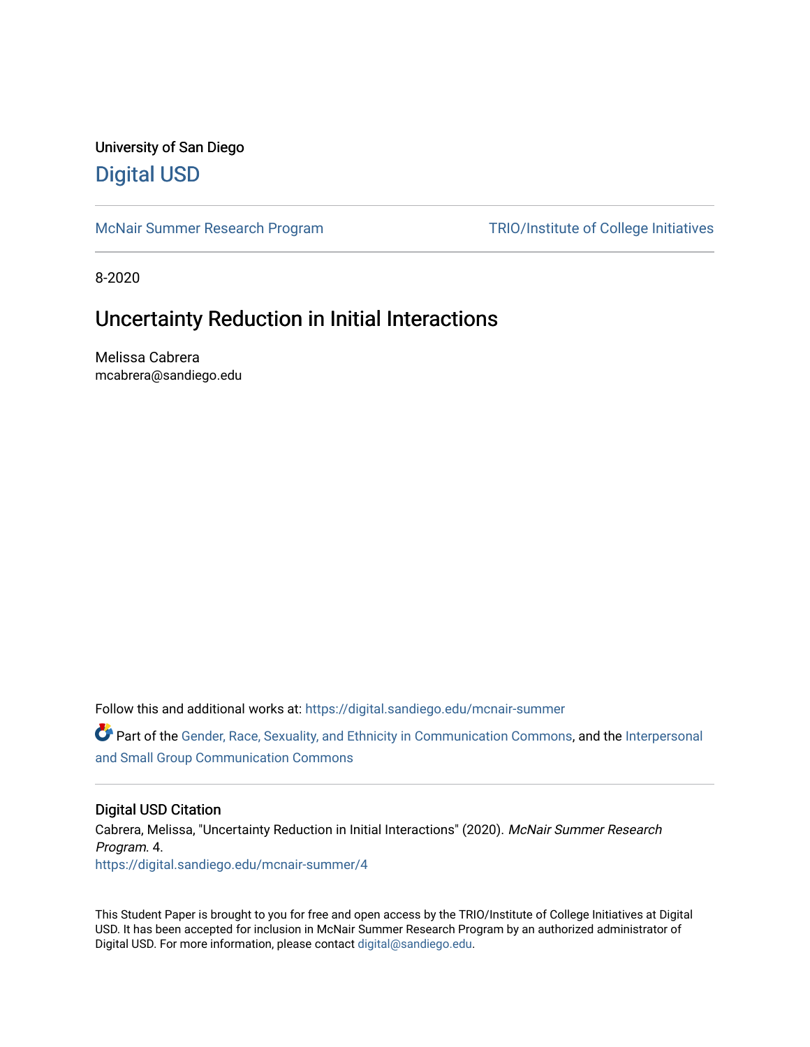University of San Diego

Digital USD

McNair Summer Research Program

TRIO/Institute of College Initiatives

8-2020

# Uncertainty Reduction in Initial Interactions

Melissa Cabrera
mcabrera@sandiego.edu

Follow this and additional works at: https://digital.sandiego.edu/mcnair-summer

Part of the Gender, Race, Sexuality, and Ethnicity in Communication Commons, and the Interpersonal and Small Group Communication Commons

## Digital USD Citation

Cabrera, Melissa, "Uncertainty Reduction in Initial Interactions" (2020). *McNair Summer Research Program*. 4.
https://digital.sandiego.edu/mcnair-summer/4

This Student Paper is brought to you for free and open access by the TRIO/Institute of College Initiatives at Digital USD. It has been accepted for inclusion in McNair Summer Research Program by an authorized administrator of Digital USD. For more information, please contact digital@sandiego.edu.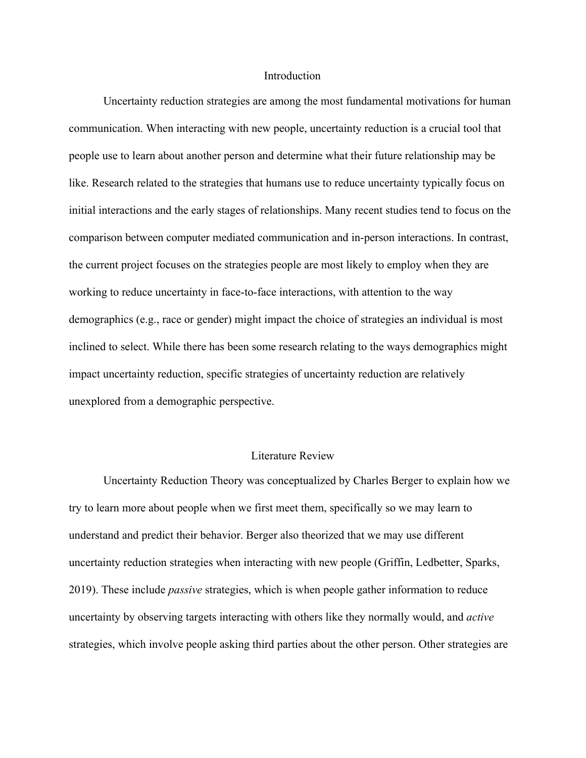## Introduction

Uncertainty reduction strategies are among the most fundamental motivations for human communication. When interacting with new people, uncertainty reduction is a crucial tool that people use to learn about another person and determine what their future relationship may be like. Research related to the strategies that humans use to reduce uncertainty typically focus on initial interactions and the early stages of relationships. Many recent studies tend to focus on the comparison between computer mediated communication and in-person interactions. In contrast, the current project focuses on the strategies people are most likely to employ when they are working to reduce uncertainty in face-to-face interactions, with attention to the way demographics (e.g., race or gender) might impact the choice of strategies an individual is most inclined to select. While there has been some research relating to the ways demographics might impact uncertainty reduction, specific strategies of uncertainty reduction are relatively unexplored from a demographic perspective.

## Literature Review

Uncertainty Reduction Theory was conceptualized by Charles Berger to explain how we try to learn more about people when we first meet them, specifically so we may learn to understand and predict their behavior. Berger also theorized that we may use different uncertainty reduction strategies when interacting with new people (Griffin, Ledbetter, Sparks, 2019). These include *passive* strategies, which is when people gather information to reduce uncertainty by observing targets interacting with others like they normally would, and *active* strategies, which involve people asking third parties about the other person. Other strategies are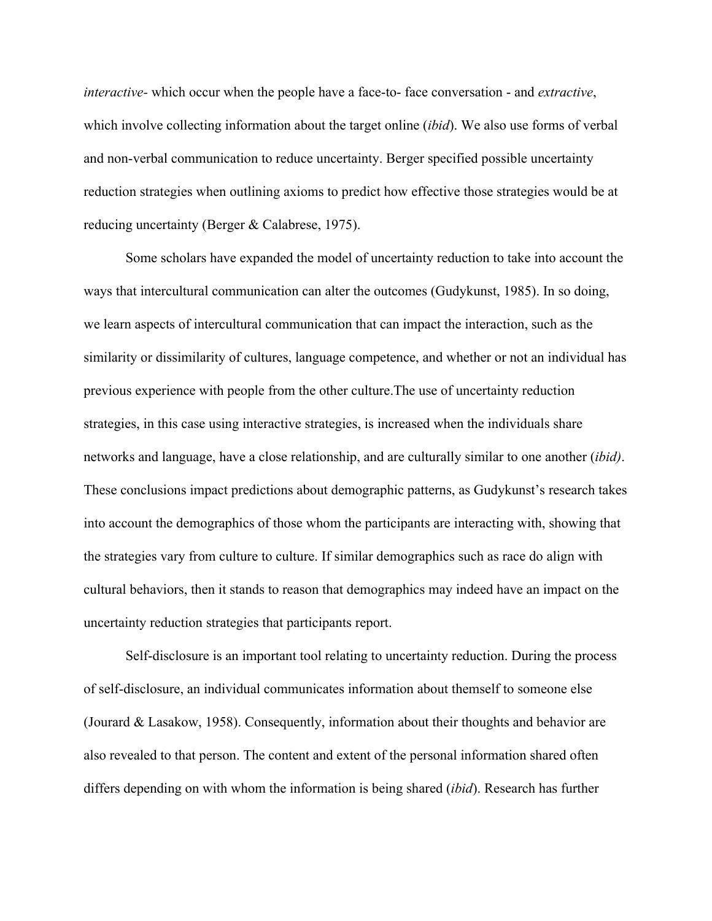*interactive*- which occur when the people have a face-to- face conversation - and *extractive*, which involve collecting information about the target online (*ibid*). We also use forms of verbal and non-verbal communication to reduce uncertainty. Berger specified possible uncertainty reduction strategies when outlining axioms to predict how effective those strategies would be at reducing uncertainty (Berger & Calabrese, 1975).

Some scholars have expanded the model of uncertainty reduction to take into account the ways that intercultural communication can alter the outcomes (Gudykunst, 1985). In so doing, we learn aspects of intercultural communication that can impact the interaction, such as the similarity or dissimilarity of cultures, language competence, and whether or not an individual has previous experience with people from the other culture.The use of uncertainty reduction strategies, in this case using interactive strategies, is increased when the individuals share networks and language, have a close relationship, and are culturally similar to one another (*ibid)*. These conclusions impact predictions about demographic patterns, as Gudykunst's research takes into account the demographics of those whom the participants are interacting with, showing that the strategies vary from culture to culture. If similar demographics such as race do align with cultural behaviors, then it stands to reason that demographics may indeed have an impact on the uncertainty reduction strategies that participants report.

Self-disclosure is an important tool relating to uncertainty reduction. During the process of self-disclosure, an individual communicates information about themself to someone else (Jourard & Lasakow, 1958). Consequently, information about their thoughts and behavior are also revealed to that person. The content and extent of the personal information shared often differs depending on with whom the information is being shared (*ibid*). Research has further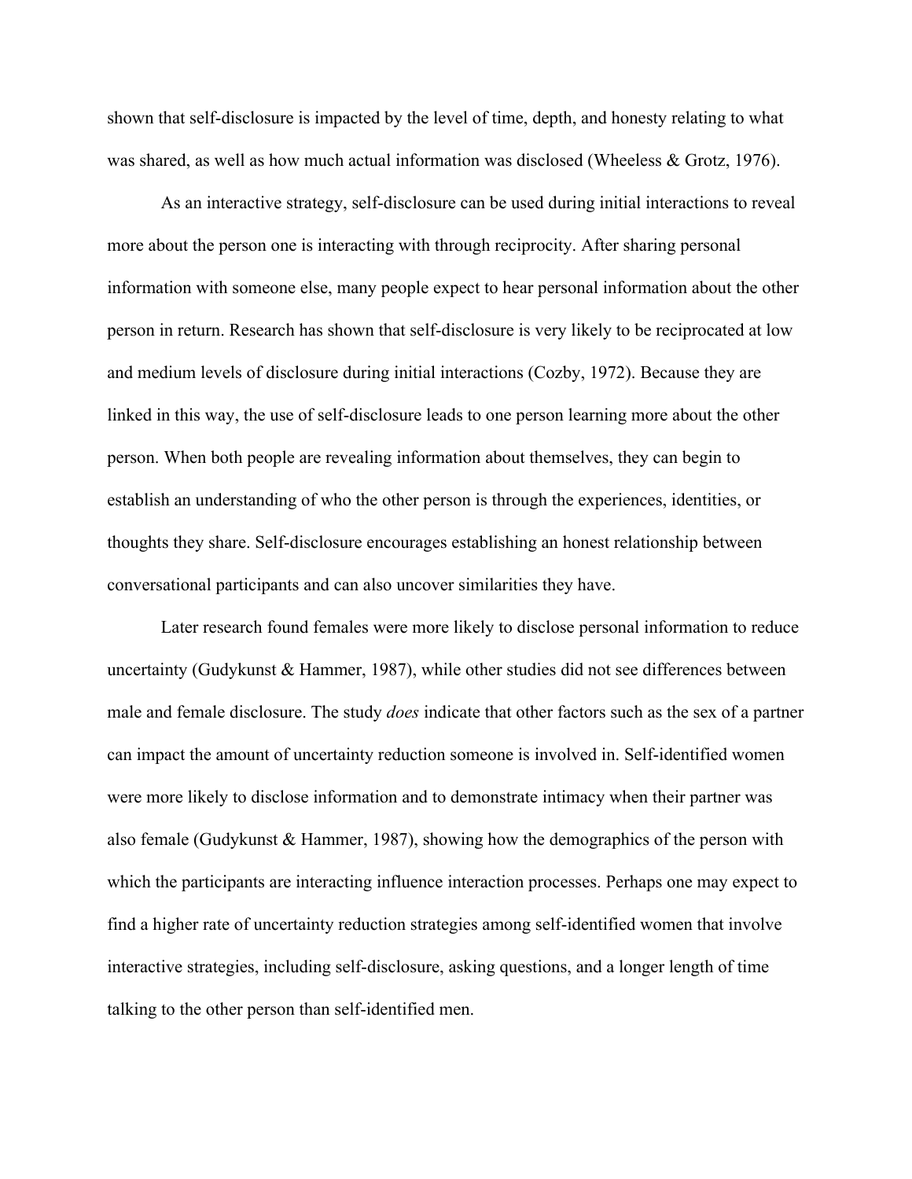shown that self-disclosure is impacted by the level of time, depth, and honesty relating to what was shared, as well as how much actual information was disclosed (Wheeless & Grotz, 1976).

As an interactive strategy, self-disclosure can be used during initial interactions to reveal more about the person one is interacting with through reciprocity. After sharing personal information with someone else, many people expect to hear personal information about the other person in return. Research has shown that self-disclosure is very likely to be reciprocated at low and medium levels of disclosure during initial interactions (Cozby, 1972). Because they are linked in this way, the use of self-disclosure leads to one person learning more about the other person. When both people are revealing information about themselves, they can begin to establish an understanding of who the other person is through the experiences, identities, or thoughts they share. Self-disclosure encourages establishing an honest relationship between conversational participants and can also uncover similarities they have.

Later research found females were more likely to disclose personal information to reduce uncertainty (Gudykunst & Hammer, 1987), while other studies did not see differences between male and female disclosure. The study *does* indicate that other factors such as the sex of a partner can impact the amount of uncertainty reduction someone is involved in. Self-identified women were more likely to disclose information and to demonstrate intimacy when their partner was also female (Gudykunst & Hammer, 1987), showing how the demographics of the person with which the participants are interacting influence interaction processes. Perhaps one may expect to find a higher rate of uncertainty reduction strategies among self-identified women that involve interactive strategies, including self-disclosure, asking questions, and a longer length of time talking to the other person than self-identified men.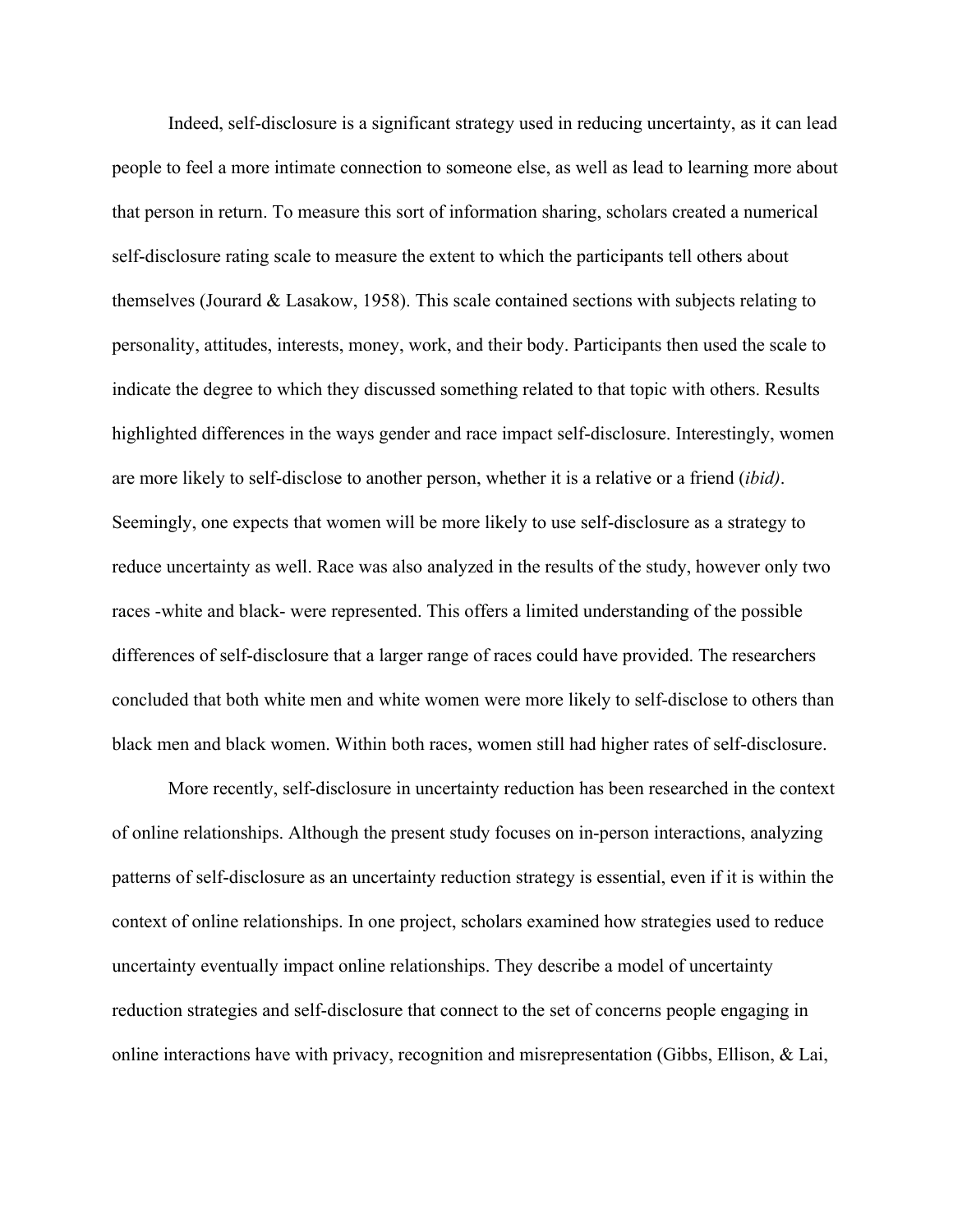Indeed, self-disclosure is a significant strategy used in reducing uncertainty, as it can lead people to feel a more intimate connection to someone else, as well as lead to learning more about that person in return. To measure this sort of information sharing, scholars created a numerical self-disclosure rating scale to measure the extent to which the participants tell others about themselves (Jourard & Lasakow, 1958). This scale contained sections with subjects relating to personality, attitudes, interests, money, work, and their body. Participants then used the scale to indicate the degree to which they discussed something related to that topic with others. Results highlighted differences in the ways gender and race impact self-disclosure. Interestingly, women are more likely to self-disclose to another person, whether it is a relative or a friend (*ibid)*. Seemingly, one expects that women will be more likely to use self-disclosure as a strategy to reduce uncertainty as well. Race was also analyzed in the results of the study, however only two races -white and black- were represented. This offers a limited understanding of the possible differences of self-disclosure that a larger range of races could have provided. The researchers concluded that both white men and white women were more likely to self-disclose to others than black men and black women. Within both races, women still had higher rates of self-disclosure.

More recently, self-disclosure in uncertainty reduction has been researched in the context of online relationships. Although the present study focuses on in-person interactions, analyzing patterns of self-disclosure as an uncertainty reduction strategy is essential, even if it is within the context of online relationships. In one project, scholars examined how strategies used to reduce uncertainty eventually impact online relationships. They describe a model of uncertainty reduction strategies and self-disclosure that connect to the set of concerns people engaging in online interactions have with privacy, recognition and misrepresentation (Gibbs, Ellison, & Lai,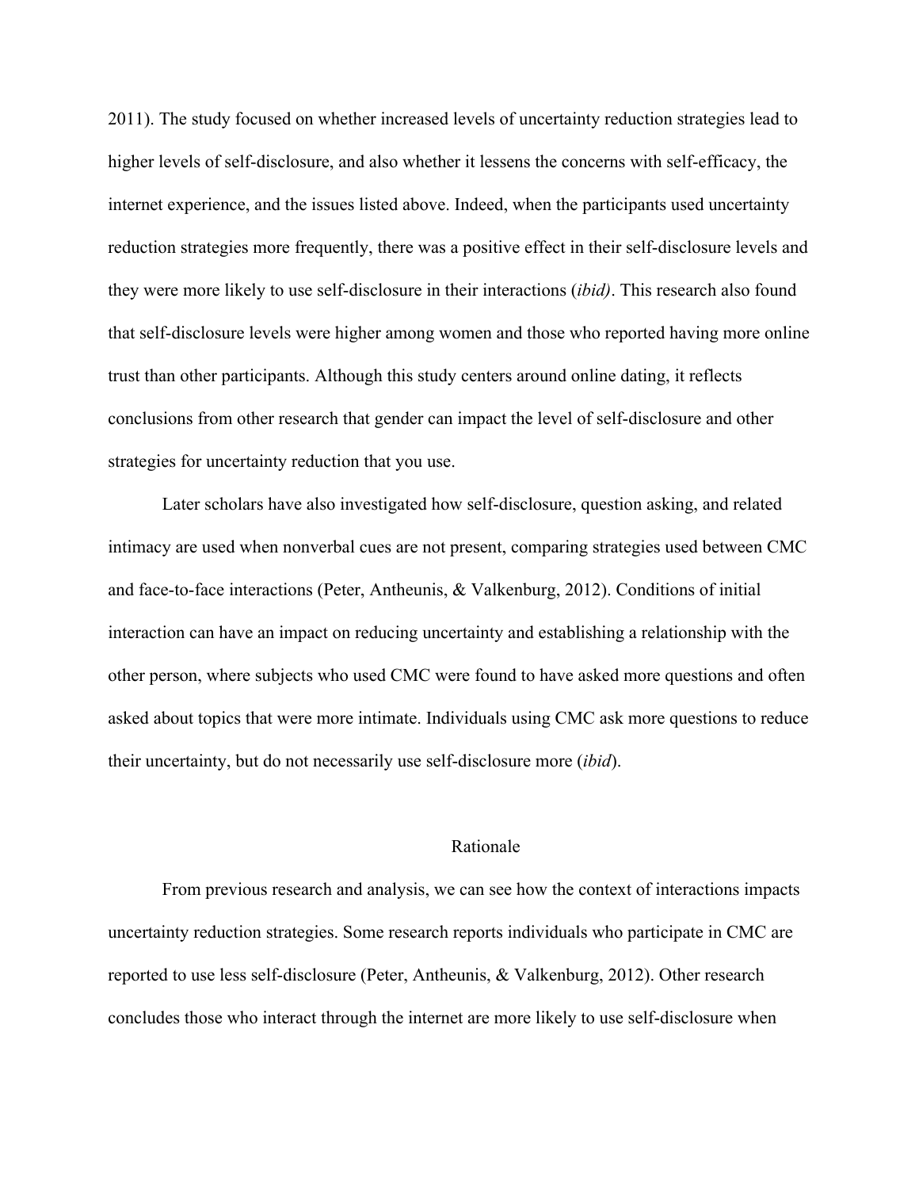2011). The study focused on whether increased levels of uncertainty reduction strategies lead to higher levels of self-disclosure, and also whether it lessens the concerns with self-efficacy, the internet experience, and the issues listed above. Indeed, when the participants used uncertainty reduction strategies more frequently, there was a positive effect in their self-disclosure levels and they were more likely to use self-disclosure in their interactions (*ibid)*. This research also found that self-disclosure levels were higher among women and those who reported having more online trust than other participants. Although this study centers around online dating, it reflects conclusions from other research that gender can impact the level of self-disclosure and other strategies for uncertainty reduction that you use.

Later scholars have also investigated how self-disclosure, question asking, and related intimacy are used when nonverbal cues are not present, comparing strategies used between CMC and face-to-face interactions (Peter, Antheunis, & Valkenburg, 2012). Conditions of initial interaction can have an impact on reducing uncertainty and establishing a relationship with the other person, where subjects who used CMC were found to have asked more questions and often asked about topics that were more intimate. Individuals using CMC ask more questions to reduce their uncertainty, but do not necessarily use self-disclosure more (*ibid*).

## Rationale

From previous research and analysis, we can see how the context of interactions impacts uncertainty reduction strategies. Some research reports individuals who participate in CMC are reported to use less self-disclosure (Peter, Antheunis, & Valkenburg, 2012). Other research concludes those who interact through the internet are more likely to use self-disclosure when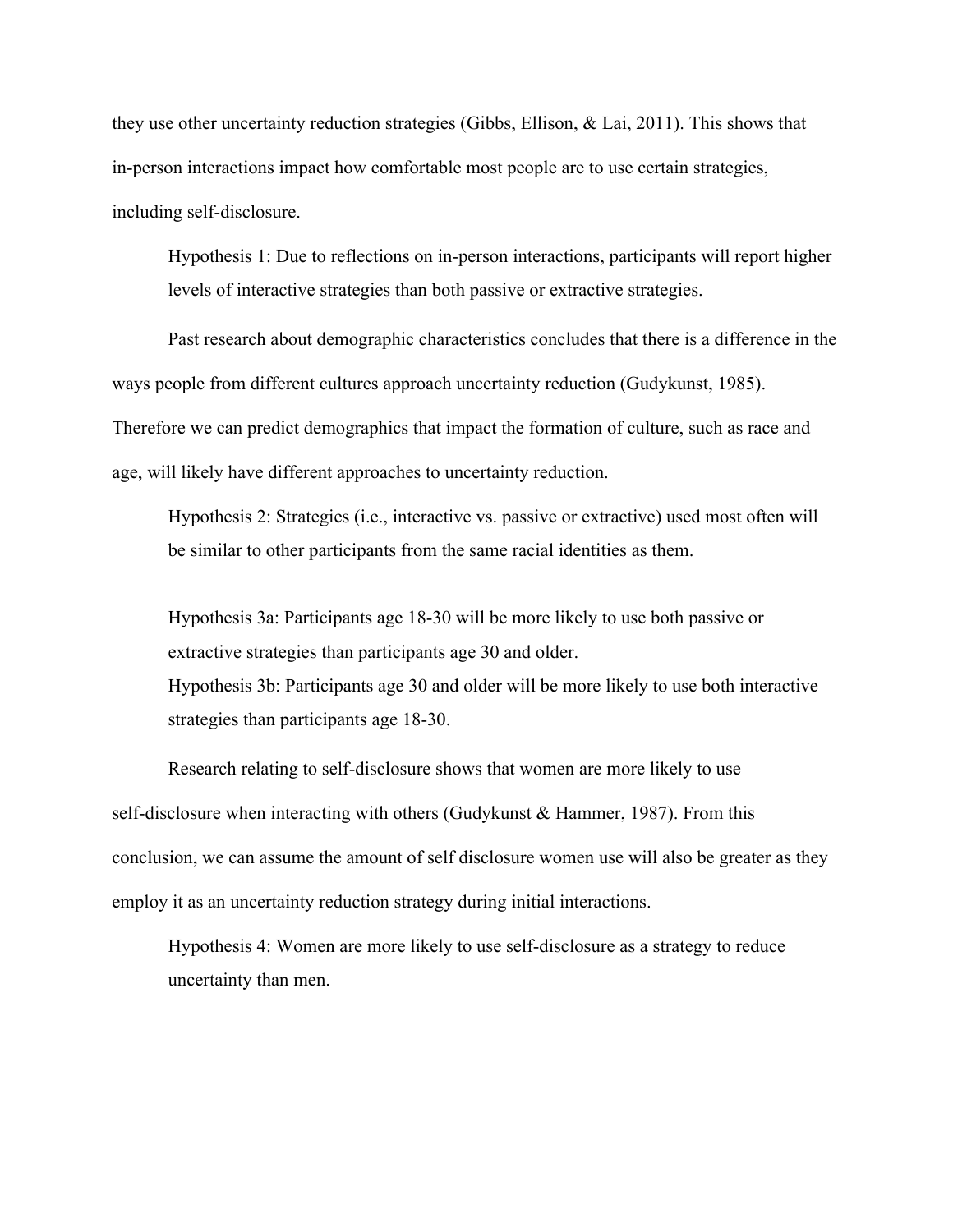they use other uncertainty reduction strategies (Gibbs, Ellison, & Lai, 2011). This shows that in-person interactions impact how comfortable most people are to use certain strategies, including self-disclosure.

Hypothesis 1: Due to reflections on in-person interactions, participants will report higher levels of interactive strategies than both passive or extractive strategies.

Past research about demographic characteristics concludes that there is a difference in the ways people from different cultures approach uncertainty reduction (Gudykunst, 1985). Therefore we can predict demographics that impact the formation of culture, such as race and age, will likely have different approaches to uncertainty reduction.

Hypothesis 2: Strategies (i.e., interactive vs. passive or extractive) used most often will be similar to other participants from the same racial identities as them.

Hypothesis 3a: Participants age 18-30 will be more likely to use both passive or extractive strategies than participants age 30 and older.

Hypothesis 3b: Participants age 30 and older will be more likely to use both interactive strategies than participants age 18-30.

Research relating to self-disclosure shows that women are more likely to use self-disclosure when interacting with others (Gudykunst & Hammer, 1987). From this conclusion, we can assume the amount of self disclosure women use will also be greater as they employ it as an uncertainty reduction strategy during initial interactions.

Hypothesis 4: Women are more likely to use self-disclosure as a strategy to reduce uncertainty than men.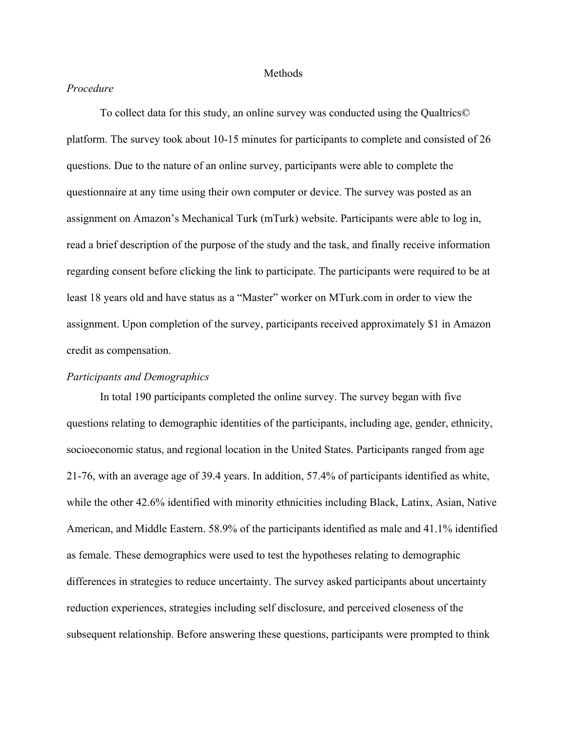# Methods

*Procedure*

To collect data for this study, an online survey was conducted using the Qualtrics© platform. The survey took about 10-15 minutes for participants to complete and consisted of 26 questions. Due to the nature of an online survey, participants were able to complete the questionnaire at any time using their own computer or device. The survey was posted as an assignment on Amazon's Mechanical Turk (mTurk) website. Participants were able to log in, read a brief description of the purpose of the study and the task, and finally receive information regarding consent before clicking the link to participate. The participants were required to be at least 18 years old and have status as a "Master" worker on MTurk.com in order to view the assignment. Upon completion of the survey, participants received approximately $1 in Amazon credit as compensation.

*Participants and Demographics*

In total 190 participants completed the online survey. The survey began with five questions relating to demographic identities of the participants, including age, gender, ethnicity, socioeconomic status, and regional location in the United States. Participants ranged from age 21-76, with an average age of 39.4 years. In addition, 57.4% of participants identified as white, while the other 42.6% identified with minority ethnicities including Black, Latinx, Asian, Native American, and Middle Eastern. 58.9% of the participants identified as male and 41.1% identified as female. These demographics were used to test the hypotheses relating to demographic differences in strategies to reduce uncertainty. The survey asked participants about uncertainty reduction experiences, strategies including self disclosure, and perceived closeness of the subsequent relationship. Before answering these questions, participants were prompted to think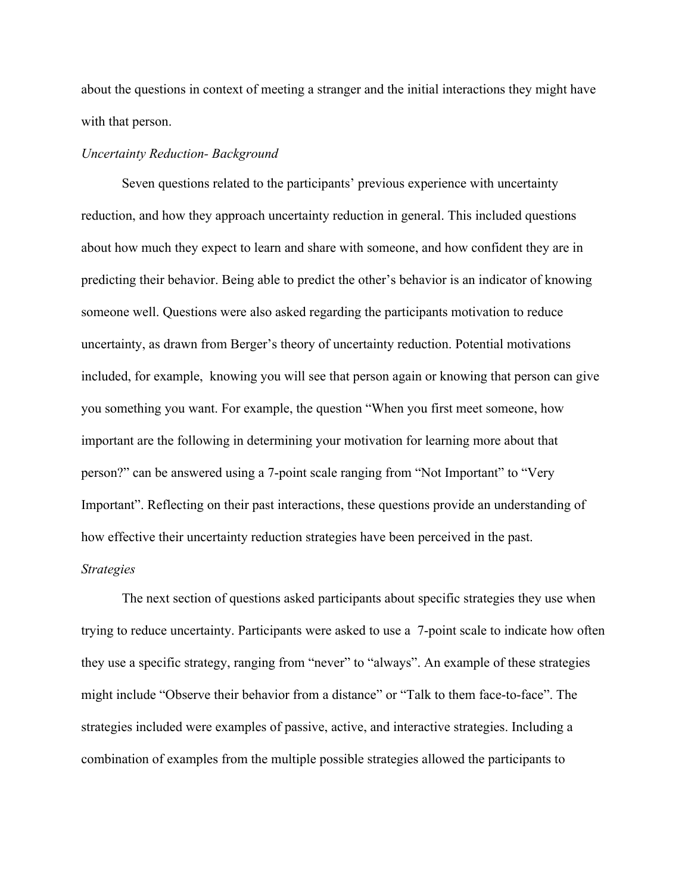about the questions in context of meeting a stranger and the initial interactions they might have with that person.

*Uncertainty Reduction- Background*

Seven questions related to the participants' previous experience with uncertainty reduction, and how they approach uncertainty reduction in general. This included questions about how much they expect to learn and share with someone, and how confident they are in predicting their behavior. Being able to predict the other's behavior is an indicator of knowing someone well. Questions were also asked regarding the participants motivation to reduce uncertainty, as drawn from Berger's theory of uncertainty reduction. Potential motivations included, for example, knowing you will see that person again or knowing that person can give you something you want. For example, the question "When you first meet someone, how important are the following in determining your motivation for learning more about that person?" can be answered using a 7-point scale ranging from "Not Important" to "Very Important". Reflecting on their past interactions, these questions provide an understanding of how effective their uncertainty reduction strategies have been perceived in the past.

*Strategies*

The next section of questions asked participants about specific strategies they use when trying to reduce uncertainty. Participants were asked to use a 7-point scale to indicate how often they use a specific strategy, ranging from "never" to "always". An example of these strategies might include "Observe their behavior from a distance" or "Talk to them face-to-face". The strategies included were examples of passive, active, and interactive strategies. Including a combination of examples from the multiple possible strategies allowed the participants to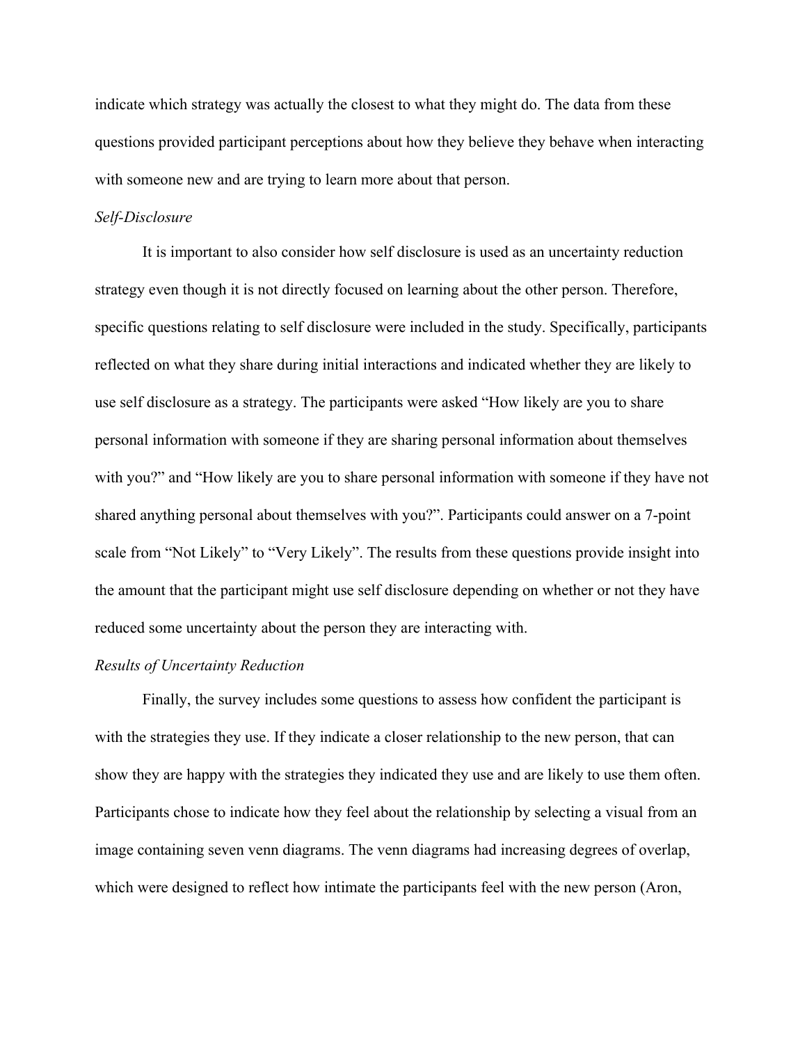indicate which strategy was actually the closest to what they might do. The data from these questions provided participant perceptions about how they believe they behave when interacting with someone new and are trying to learn more about that person.

*Self-Disclosure*

It is important to also consider how self disclosure is used as an uncertainty reduction strategy even though it is not directly focused on learning about the other person. Therefore, specific questions relating to self disclosure were included in the study. Specifically, participants reflected on what they share during initial interactions and indicated whether they are likely to use self disclosure as a strategy. The participants were asked "How likely are you to share personal information with someone if they are sharing personal information about themselves with you?" and "How likely are you to share personal information with someone if they have not shared anything personal about themselves with you?". Participants could answer on a 7-point scale from "Not Likely" to "Very Likely". The results from these questions provide insight into the amount that the participant might use self disclosure depending on whether or not they have reduced some uncertainty about the person they are interacting with.

*Results of Uncertainty Reduction*

Finally, the survey includes some questions to assess how confident the participant is with the strategies they use. If they indicate a closer relationship to the new person, that can show they are happy with the strategies they indicated they use and are likely to use them often. Participants chose to indicate how they feel about the relationship by selecting a visual from an image containing seven venn diagrams. The venn diagrams had increasing degrees of overlap, which were designed to reflect how intimate the participants feel with the new person (Aron,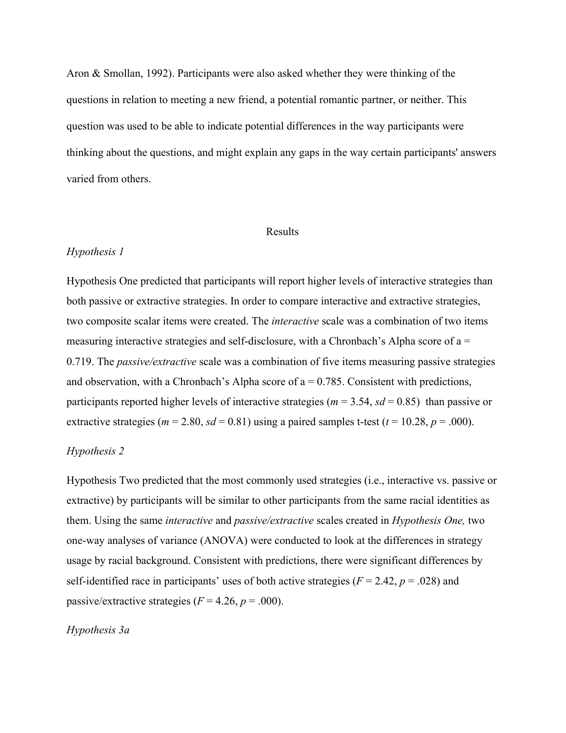Aron & Smollan, 1992). Participants were also asked whether they were thinking of the questions in relation to meeting a new friend, a potential romantic partner, or neither. This question was used to be able to indicate potential differences in the way participants were thinking about the questions, and might explain any gaps in the way certain participants' answers varied from others.

## Results

### *Hypothesis 1*

Hypothesis One predicted that participants will report higher levels of interactive strategies than both passive or extractive strategies. In order to compare interactive and extractive strategies, two composite scalar items were created. The *interactive* scale was a combination of two items measuring interactive strategies and self-disclosure, with a Chronbach's Alpha score of a = 0.719. The *passive/extractive* scale was a combination of five items measuring passive strategies and observation, with a Chronbach's Alpha score of a = 0.785. Consistent with predictions, participants reported higher levels of interactive strategies ($m = 3.54$, $sd = 0.85$) than passive or extractive strategies ($m = 2.80$, $sd = 0.81$) using a paired samples t-test ($t = 10.28$, $p = .000$).

### *Hypothesis 2*

Hypothesis Two predicted that the most commonly used strategies (i.e., interactive vs. passive or extractive) by participants will be similar to other participants from the same racial identities as them. Using the same *interactive* and *passive/extractive* scales created in *Hypothesis One,* two one-way analyses of variance (ANOVA) were conducted to look at the differences in strategy usage by racial background. Consistent with predictions, there were significant differences by self-identified race in participants' uses of both active strategies ($F = 2.42$, $p = .028$) and passive/extractive strategies ($F = 4.26$, $p = .000$).

### *Hypothesis 3a*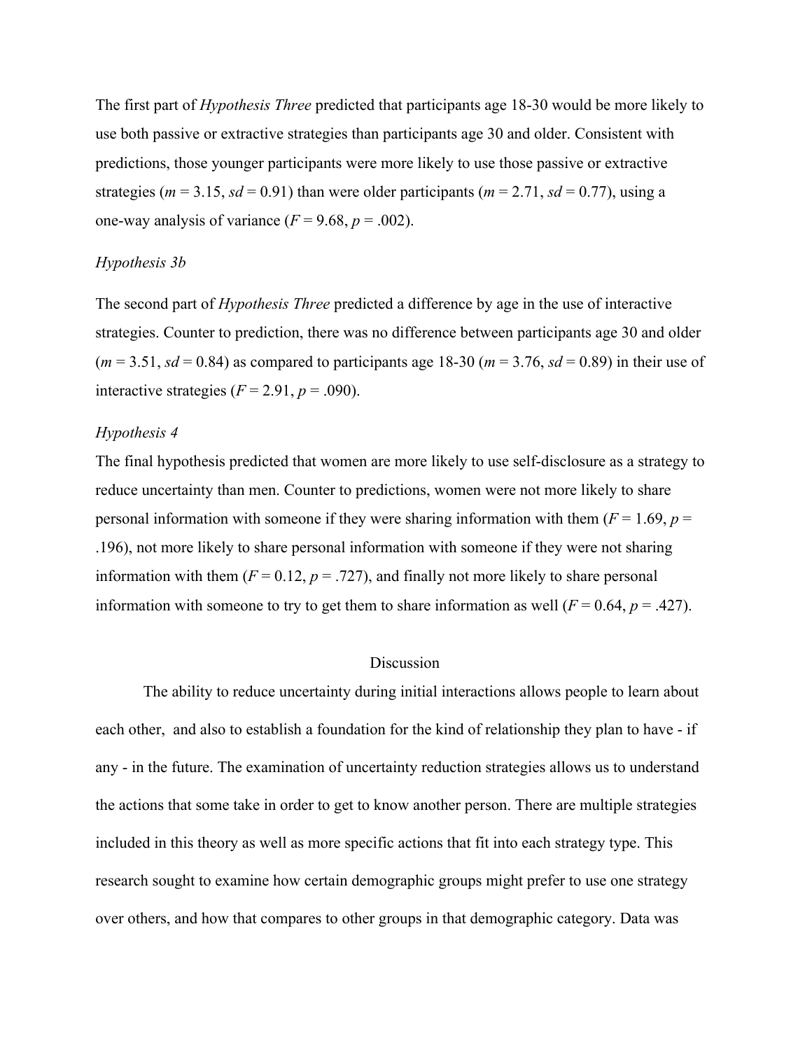The first part of *Hypothesis Three* predicted that participants age 18-30 would be more likely to use both passive or extractive strategies than participants age 30 and older. Consistent with predictions, those younger participants were more likely to use those passive or extractive strategies ($m$ = 3.15, $sd$ = 0.91) than were older participants ($m$ = 2.71, $sd$ = 0.77), using a one-way analysis of variance ($F$ = 9.68, $p$ = .002).

### *Hypothesis 3b*

The second part of *Hypothesis Three* predicted a difference by age in the use of interactive strategies. Counter to prediction, there was no difference between participants age 30 and older ($m$ = 3.51, $sd$ = 0.84) as compared to participants age 18-30 ($m$ = 3.76, $sd$ = 0.89) in their use of interactive strategies ($F$ = 2.91, $p$ = .090).

### *Hypothesis 4*

The final hypothesis predicted that women are more likely to use self-disclosure as a strategy to reduce uncertainty than men. Counter to predictions, women were not more likely to share personal information with someone if they were sharing information with them ($F$ = 1.69, $p$ = .196), not more likely to share personal information with someone if they were not sharing information with them ($F$ = 0.12, $p$ = .727), and finally not more likely to share personal information with someone to try to get them to share information as well ($F$ = 0.64, $p$ = .427).

## Discussion

The ability to reduce uncertainty during initial interactions allows people to learn about each other, and also to establish a foundation for the kind of relationship they plan to have - if any - in the future. The examination of uncertainty reduction strategies allows us to understand the actions that some take in order to get to know another person. There are multiple strategies included in this theory as well as more specific actions that fit into each strategy type. This research sought to examine how certain demographic groups might prefer to use one strategy over others, and how that compares to other groups in that demographic category. Data was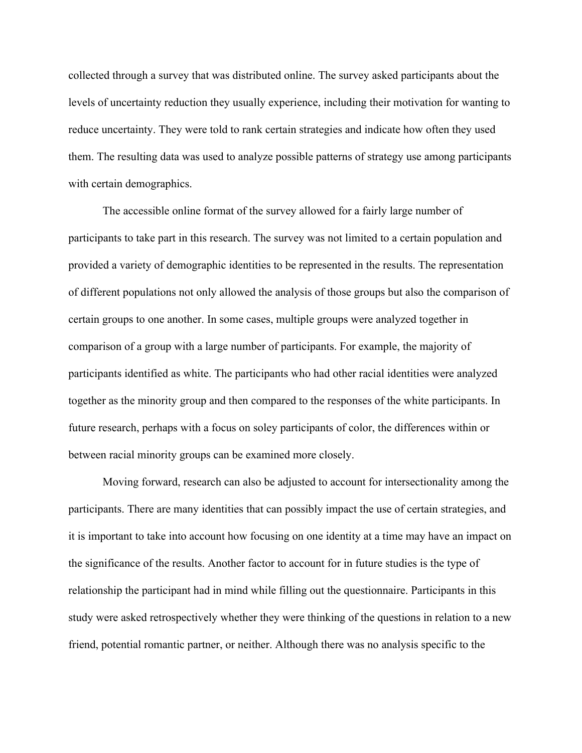collected through a survey that was distributed online. The survey asked participants about the levels of uncertainty reduction they usually experience, including their motivation for wanting to reduce uncertainty. They were told to rank certain strategies and indicate how often they used them. The resulting data was used to analyze possible patterns of strategy use among participants with certain demographics.

The accessible online format of the survey allowed for a fairly large number of participants to take part in this research. The survey was not limited to a certain population and provided a variety of demographic identities to be represented in the results. The representation of different populations not only allowed the analysis of those groups but also the comparison of certain groups to one another. In some cases, multiple groups were analyzed together in comparison of a group with a large number of participants. For example, the majority of participants identified as white. The participants who had other racial identities were analyzed together as the minority group and then compared to the responses of the white participants. In future research, perhaps with a focus on soley participants of color, the differences within or between racial minority groups can be examined more closely.

Moving forward, research can also be adjusted to account for intersectionality among the participants. There are many identities that can possibly impact the use of certain strategies, and it is important to take into account how focusing on one identity at a time may have an impact on the significance of the results. Another factor to account for in future studies is the type of relationship the participant had in mind while filling out the questionnaire. Participants in this study were asked retrospectively whether they were thinking of the questions in relation to a new friend, potential romantic partner, or neither. Although there was no analysis specific to the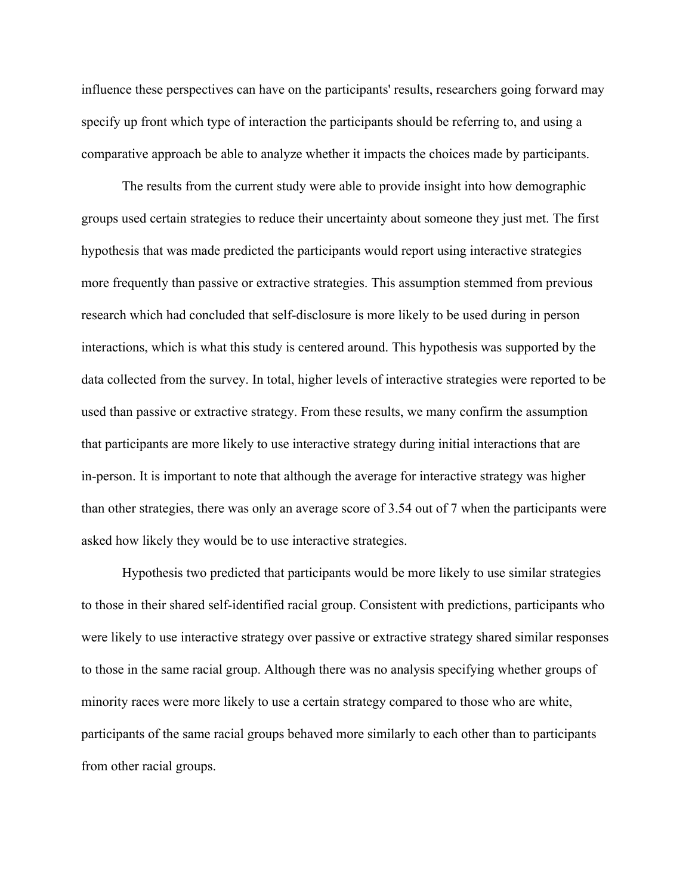influence these perspectives can have on the participants' results, researchers going forward may specify up front which type of interaction the participants should be referring to, and using a comparative approach be able to analyze whether it impacts the choices made by participants.

The results from the current study were able to provide insight into how demographic groups used certain strategies to reduce their uncertainty about someone they just met. The first hypothesis that was made predicted the participants would report using interactive strategies more frequently than passive or extractive strategies. This assumption stemmed from previous research which had concluded that self-disclosure is more likely to be used during in person interactions, which is what this study is centered around. This hypothesis was supported by the data collected from the survey. In total, higher levels of interactive strategies were reported to be used than passive or extractive strategy. From these results, we many confirm the assumption that participants are more likely to use interactive strategy during initial interactions that are in-person. It is important to note that although the average for interactive strategy was higher than other strategies, there was only an average score of 3.54 out of 7 when the participants were asked how likely they would be to use interactive strategies.

Hypothesis two predicted that participants would be more likely to use similar strategies to those in their shared self-identified racial group. Consistent with predictions, participants who were likely to use interactive strategy over passive or extractive strategy shared similar responses to those in the same racial group. Although there was no analysis specifying whether groups of minority races were more likely to use a certain strategy compared to those who are white, participants of the same racial groups behaved more similarly to each other than to participants from other racial groups.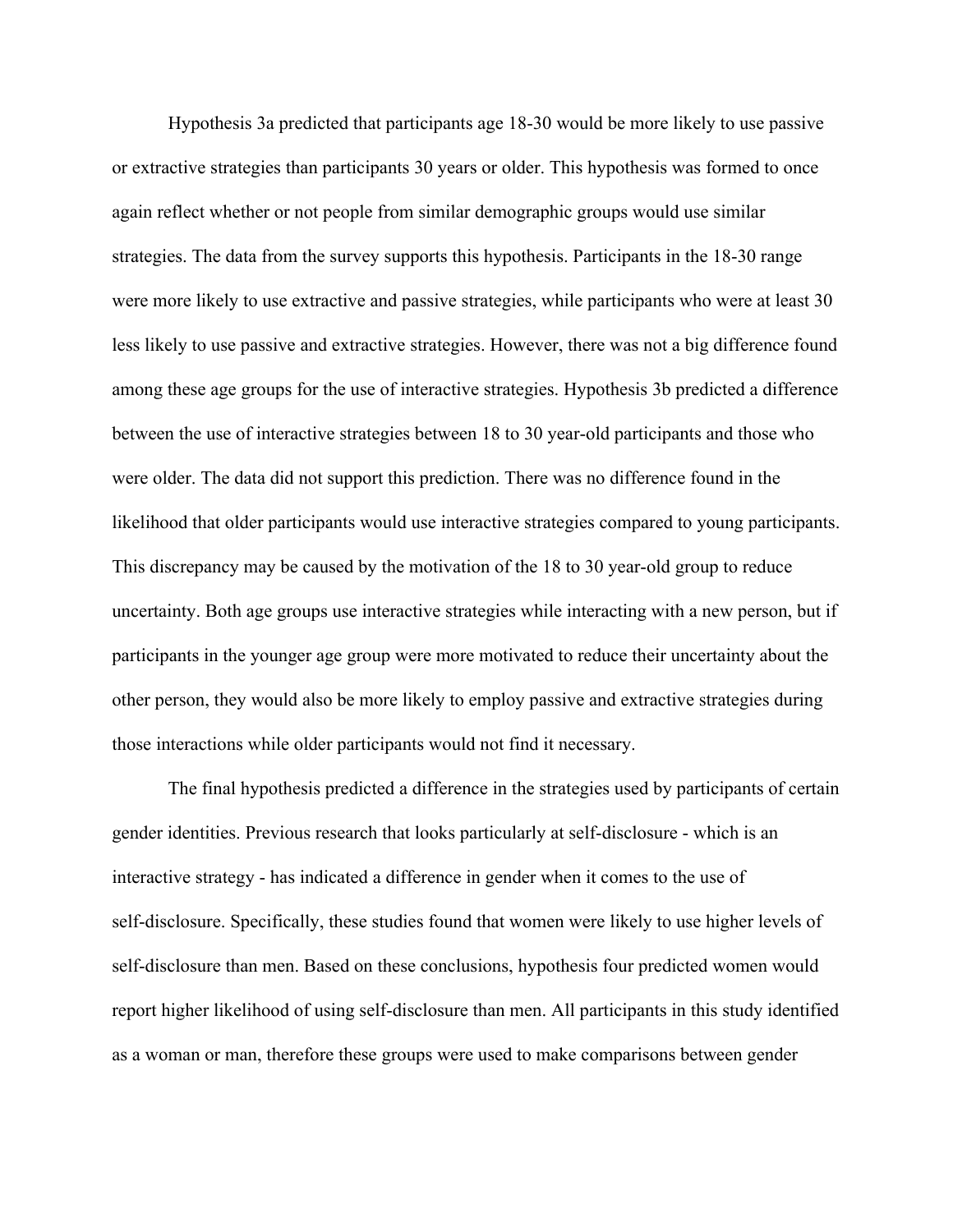Hypothesis 3a predicted that participants age 18-30 would be more likely to use passive or extractive strategies than participants 30 years or older. This hypothesis was formed to once again reflect whether or not people from similar demographic groups would use similar strategies. The data from the survey supports this hypothesis. Participants in the 18-30 range were more likely to use extractive and passive strategies, while participants who were at least 30 less likely to use passive and extractive strategies. However, there was not a big difference found among these age groups for the use of interactive strategies. Hypothesis 3b predicted a difference between the use of interactive strategies between 18 to 30 year-old participants and those who were older. The data did not support this prediction. There was no difference found in the likelihood that older participants would use interactive strategies compared to young participants. This discrepancy may be caused by the motivation of the 18 to 30 year-old group to reduce uncertainty. Both age groups use interactive strategies while interacting with a new person, but if participants in the younger age group were more motivated to reduce their uncertainty about the other person, they would also be more likely to employ passive and extractive strategies during those interactions while older participants would not find it necessary.

The final hypothesis predicted a difference in the strategies used by participants of certain gender identities. Previous research that looks particularly at self-disclosure - which is an interactive strategy - has indicated a difference in gender when it comes to the use of self-disclosure. Specifically, these studies found that women were likely to use higher levels of self-disclosure than men. Based on these conclusions, hypothesis four predicted women would report higher likelihood of using self-disclosure than men. All participants in this study identified as a woman or man, therefore these groups were used to make comparisons between gender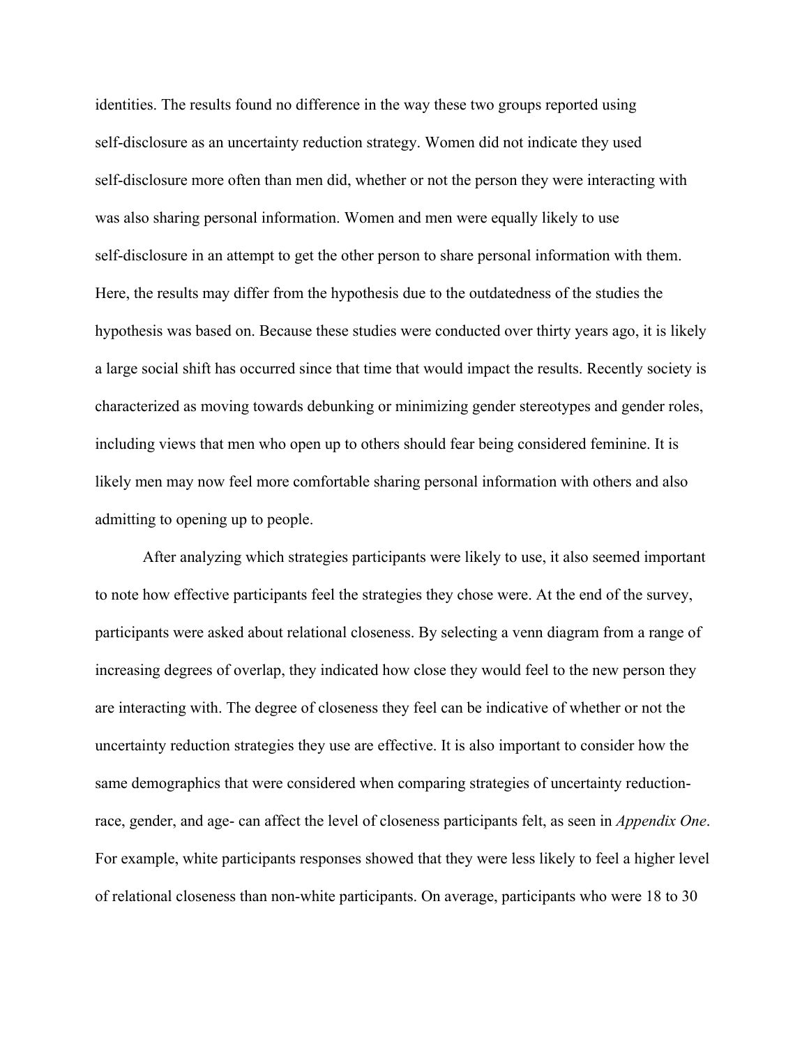identities. The results found no difference in the way these two groups reported using self-disclosure as an uncertainty reduction strategy. Women did not indicate they used self-disclosure more often than men did, whether or not the person they were interacting with was also sharing personal information. Women and men were equally likely to use self-disclosure in an attempt to get the other person to share personal information with them. Here, the results may differ from the hypothesis due to the outdatedness of the studies the hypothesis was based on. Because these studies were conducted over thirty years ago, it is likely a large social shift has occurred since that time that would impact the results. Recently society is characterized as moving towards debunking or minimizing gender stereotypes and gender roles, including views that men who open up to others should fear being considered feminine. It is likely men may now feel more comfortable sharing personal information with others and also admitting to opening up to people.

After analyzing which strategies participants were likely to use, it also seemed important to note how effective participants feel the strategies they chose were. At the end of the survey, participants were asked about relational closeness. By selecting a venn diagram from a range of increasing degrees of overlap, they indicated how close they would feel to the new person they are interacting with. The degree of closeness they feel can be indicative of whether or not the uncertainty reduction strategies they use are effective. It is also important to consider how the same demographics that were considered when comparing strategies of uncertainty reduction- race, gender, and age- can affect the level of closeness participants felt, as seen in *Appendix One*. For example, white participants responses showed that they were less likely to feel a higher level of relational closeness than non-white participants. On average, participants who were 18 to 30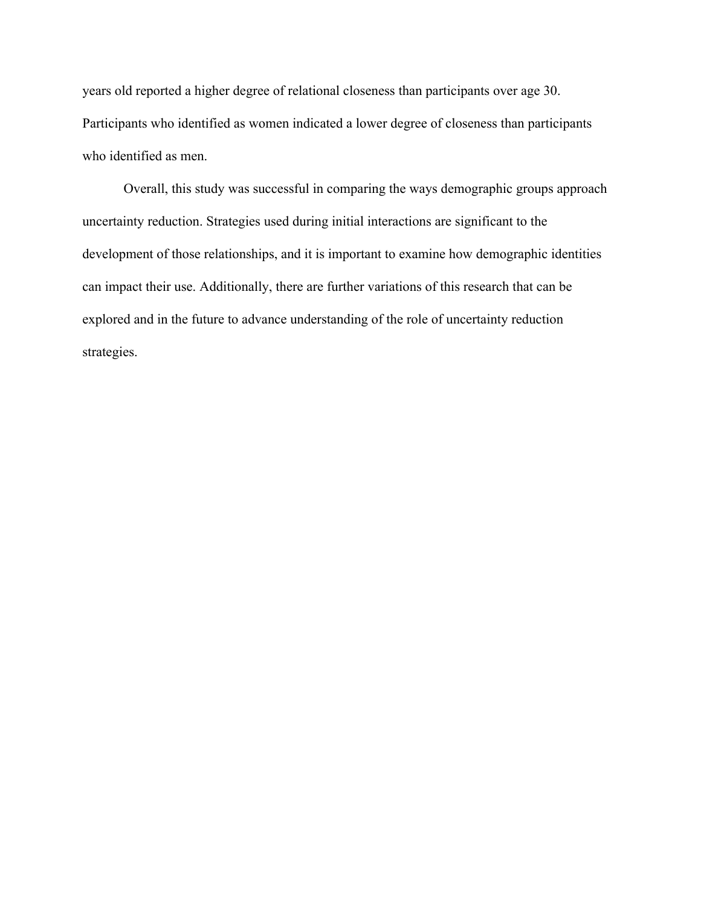years old reported a higher degree of relational closeness than participants over age 30. Participants who identified as women indicated a lower degree of closeness than participants who identified as men.

Overall, this study was successful in comparing the ways demographic groups approach uncertainty reduction. Strategies used during initial interactions are significant to the development of those relationships, and it is important to examine how demographic identities can impact their use. Additionally, there are further variations of this research that can be explored and in the future to advance understanding of the role of uncertainty reduction strategies.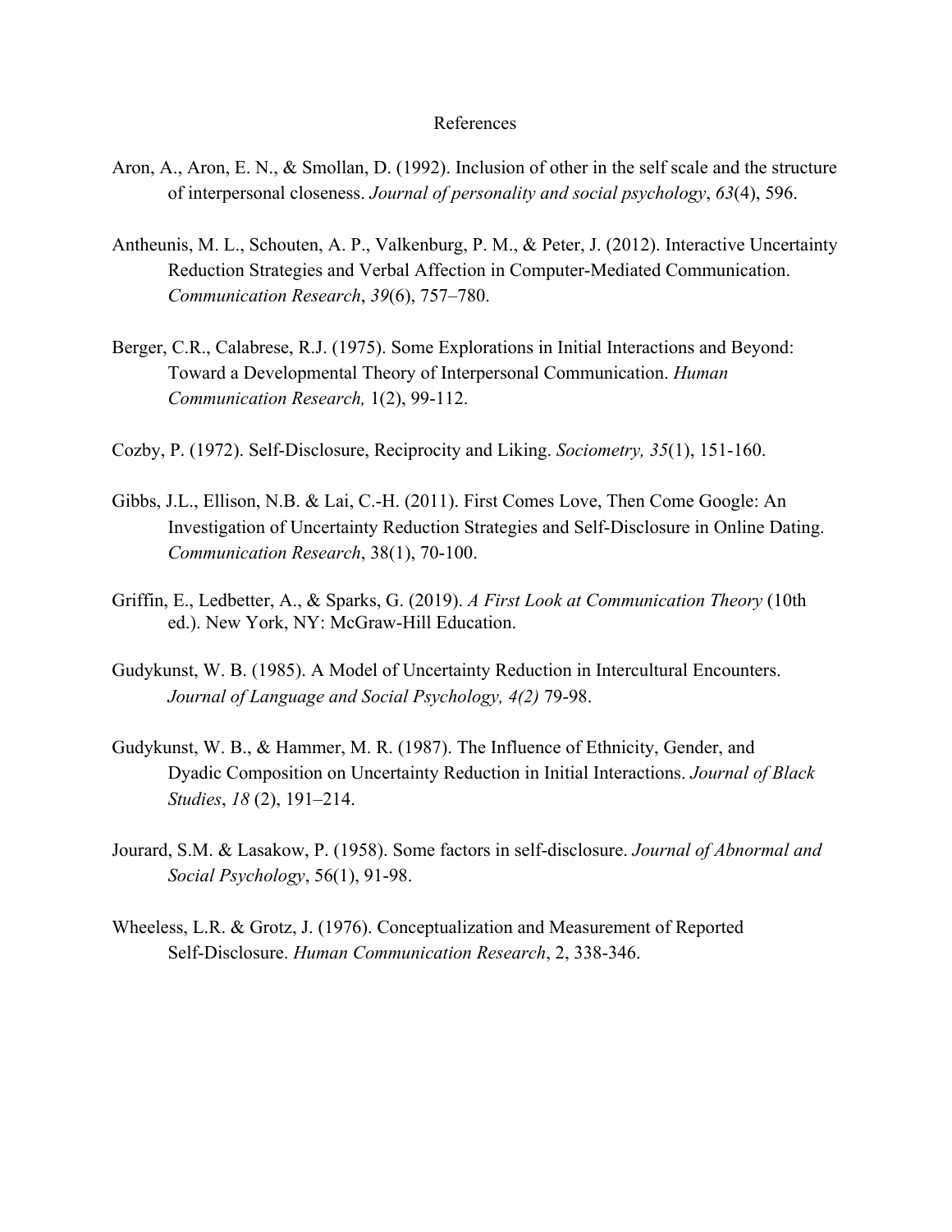# References

Aron, A., Aron, E. N., & Smollan, D. (1992). Inclusion of other in the self scale and the structure of interpersonal closeness. *Journal of personality and social psychology*, *63*(4), 596.

Antheunis, M. L., Schouten, A. P., Valkenburg, P. M., & Peter, J. (2012). Interactive Uncertainty Reduction Strategies and Verbal Affection in Computer-Mediated Communication. *Communication Research*, *39*(6), 757–780.

Berger, C.R., Calabrese, R.J. (1975). Some Explorations in Initial Interactions and Beyond: Toward a Developmental Theory of Interpersonal Communication. *Human Communication Research,* 1(2), 99-112.

Cozby, P. (1972). Self-Disclosure, Reciprocity and Liking. *Sociometry, 35*(1), 151-160.

Gibbs, J.L., Ellison, N.B. & Lai, C.-H. (2011). First Comes Love, Then Come Google: An Investigation of Uncertainty Reduction Strategies and Self-Disclosure in Online Dating. *Communication Research*, 38(1), 70-100.

Griffin, E., Ledbetter, A., & Sparks, G. (2019). *A First Look at Communication Theory* (10th ed.). New York, NY: McGraw-Hill Education.

Gudykunst, W. B. (1985). A Model of Uncertainty Reduction in Intercultural Encounters. *Journal of Language and Social Psychology, 4(2)* 79-98.

Gudykunst, W. B., & Hammer, M. R. (1987). The Influence of Ethnicity, Gender, and Dyadic Composition on Uncertainty Reduction in Initial Interactions. *Journal of Black Studies*, *18* (2), 191–214.

Jourard, S.M. & Lasakow, P. (1958). Some factors in self-disclosure. *Journal of Abnormal and Social Psychology*, 56(1), 91-98.

Wheeless, L.R. & Grotz, J. (1976). Conceptualization and Measurement of Reported Self-Disclosure. *Human Communication Research*, 2, 338-346.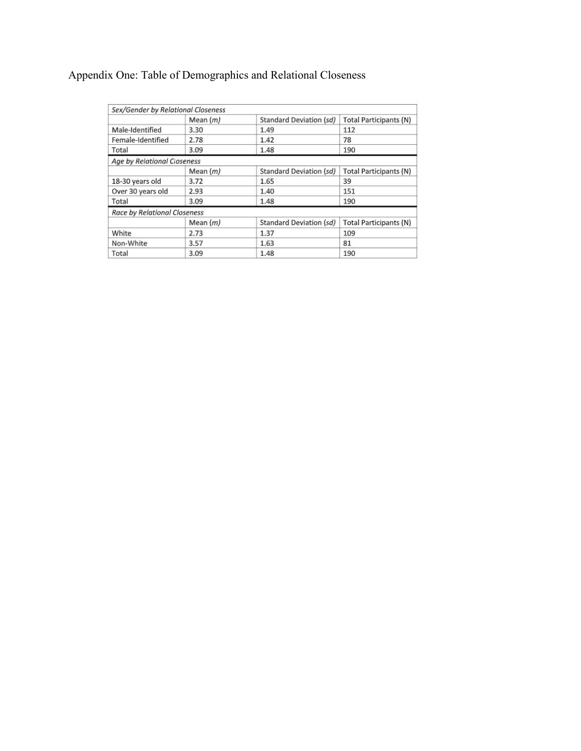Appendix One: Table of Demographics and Relational Closeness

| *Sex/Gender by Relational Closeness* | | | |
|---|---|---|---|
| | Mean (*m*) | Standard Deviation (*sd*) | Total Participants (N) |
| Male-Identified | 3.30 | 1.49 | 112 |
| Female-Identified | 2.78 | 1.42 | 78 |
| Total | 3.09 | 1.48 | 190 |
| *Age by Relational Closeness* | | | |
| | Mean (*m*) | Standard Deviation (*sd*) | Total Participants (N) |
| 18-30 years old | 3.72 | 1.65 | 39 |
| Over 30 years old | 2.93 | 1.40 | 151 |
| Total | 3.09 | 1.48 | 190 |
| *Race by Relational Closeness* | | | |
| | Mean (*m*) | Standard Deviation (*sd*) | Total Participants (N) |
| White | 2.73 | 1.37 | 109 |
| Non-White | 3.57 | 1.63 | 81 |
| Total | 3.09 | 1.48 | 190 |